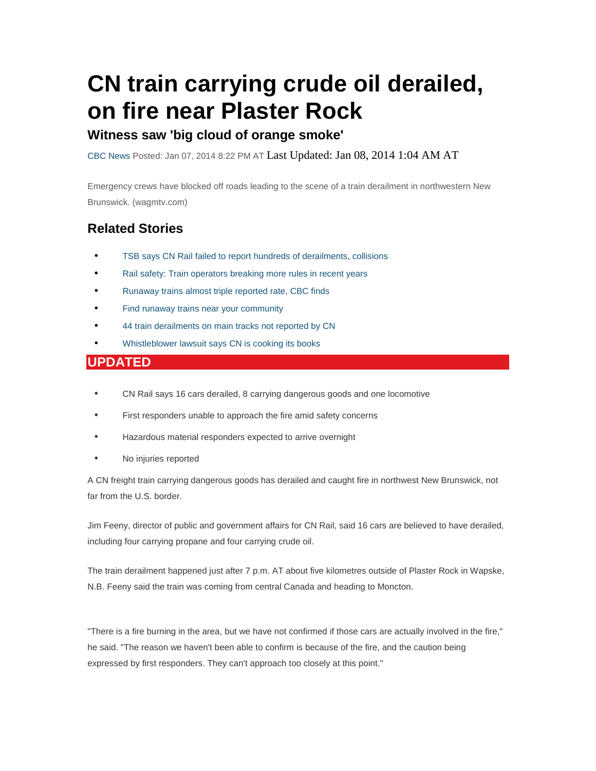# CN train carrying crude oil derailed, on fire near Plaster Rock

### Witness saw 'big cloud of orange smoke'

CBC News Posted: Jan 07, 2014 8:22 PM AT Last Updated: Jan 08, 2014 1:04 AM AT

Emergency crews have blocked off roads leading to the scene of a train derailment in northwestern New Brunswick. (wagmtv.com)

## Related Stories

- TSB says CN Rail failed to report hundreds of derailments, collisions
- Rail safety: Train operators breaking more rules in recent years
- Runaway trains almost triple reported rate, CBC finds
- Find runaway trains near your community
- 44 train derailments on main tracks not reported by CN
- Whistleblower lawsuit says CN is cooking its books

## UPDATED

- CN Rail says 16 cars derailed, 8 carrying dangerous goods and one locomotive
- First responders unable to approach the fire amid safety concerns
- Hazardous material responders expected to arrive overnight
- No injuries reported

A CN freight train carrying dangerous goods has derailed and caught fire in northwest New Brunswick, not far from the U.S. border.

Jim Feeny, director of public and government affairs for CN Rail, said 16 cars are believed to have derailed, including four carrying propane and four carrying crude oil.

The train derailment happened just after 7 p.m. AT about five kilometres outside of Plaster Rock in Wapske, N.B. Feeny said the train was coming from central Canada and heading to Moncton.

"There is a fire burning in the area, but we have not confirmed if those cars are actually involved in the fire," he said. "The reason we haven't been able to confirm is because of the fire, and the caution being expressed by first responders. They can't approach too closely at this point."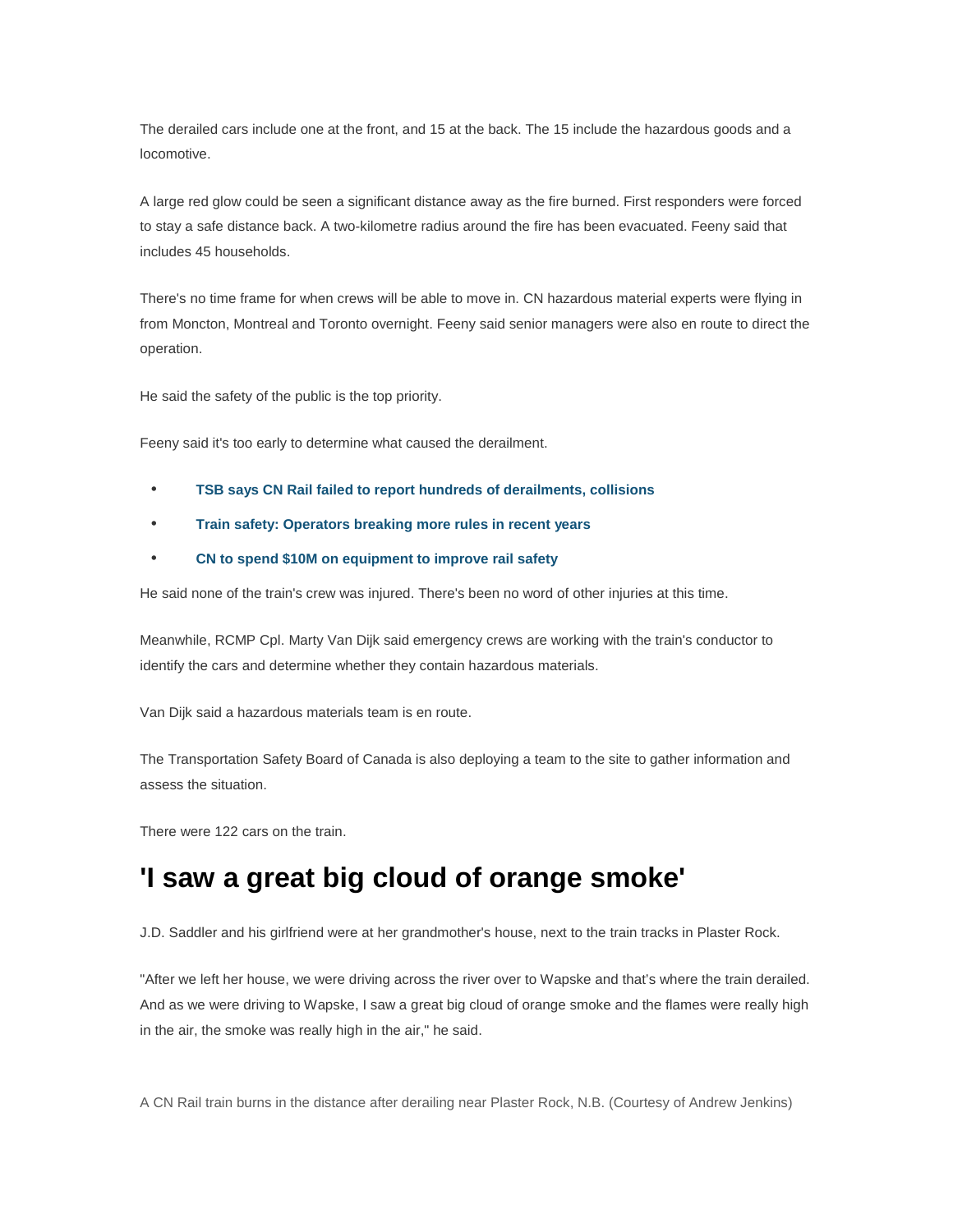The derailed cars include one at the front, and 15 at the back. The 15 include the hazardous goods and a locomotive.

A large red glow could be seen a significant distance away as the fire burned. First responders were forced to stay a safe distance back. A two-kilometre radius around the fire has been evacuated. Feeny said that includes 45 households.

There's no time frame for when crews will be able to move in. CN hazardous material experts were flying in from Moncton, Montreal and Toronto overnight. Feeny said senior managers were also en route to direct the operation.

He said the safety of the public is the top priority.

Feeny said it's too early to determine what caused the derailment.

- **TSB says CN Rail failed to report hundreds of derailments, collisions**
- **Train safety: Operators breaking more rules in recent years**
- **CN to spend $10M on equipment to improve rail safety**

He said none of the train's crew was injured. There's been no word of other injuries at this time.

Meanwhile, RCMP Cpl. Marty Van Dijk said emergency crews are working with the train's conductor to identify the cars and determine whether they contain hazardous materials.

Van Dijk said a hazardous materials team is en route.

The Transportation Safety Board of Canada is also deploying a team to the site to gather information and assess the situation.

There were 122 cars on the train.

## 'I saw a great big cloud of orange smoke'

J.D. Saddler and his girlfriend were at her grandmother's house, next to the train tracks in Plaster Rock.

"After we left her house, we were driving across the river over to Wapske and that's where the train derailed. And as we were driving to Wapske, I saw a great big cloud of orange smoke and the flames were really high in the air, the smoke was really high in the air," he said.

A CN Rail train burns in the distance after derailing near Plaster Rock, N.B. (Courtesy of Andrew Jenkins)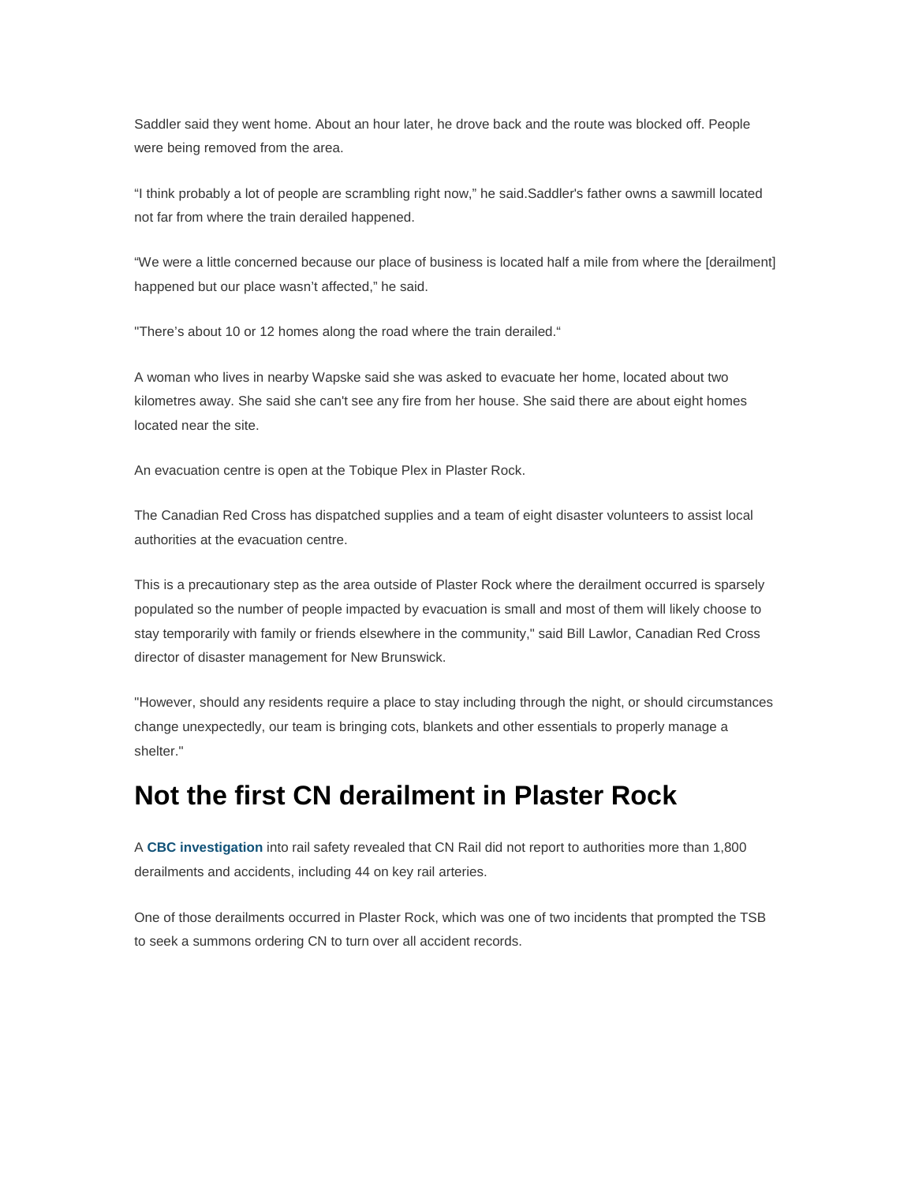Saddler said they went home. About an hour later, he drove back and the route was blocked off. People were being removed from the area.

“I think probably a lot of people are scrambling right now,” he said.Saddler's father owns a sawmill located not far from where the train derailed happened.

“We were a little concerned because our place of business is located half a mile from where the [derailment] happened but our place wasn’t affected,” he said.

"There’s about 10 or 12 homes along the road where the train derailed.“

A woman who lives in nearby Wapske said she was asked to evacuate her home, located about two kilometres away. She said she can't see any fire from her house. She said there are about eight homes located near the site.

An evacuation centre is open at the Tobique Plex in Plaster Rock.

The Canadian Red Cross has dispatched supplies and a team of eight disaster volunteers to assist local authorities at the evacuation centre.

This is a precautionary step as the area outside of Plaster Rock where the derailment occurred is sparsely populated so the number of people impacted by evacuation is small and most of them will likely choose to stay temporarily with family or friends elsewhere in the community," said Bill Lawlor, Canadian Red Cross director of disaster management for New Brunswick.

"However, should any residents require a place to stay including through the night, or should circumstances change unexpectedly, our team is bringing cots, blankets and other essentials to properly manage a shelter."

## Not the first CN derailment in Plaster Rock

A **CBC investigation** into rail safety revealed that CN Rail did not report to authorities more than 1,800 derailments and accidents, including 44 on key rail arteries.

One of those derailments occurred in Plaster Rock, which was one of two incidents that prompted the TSB to seek a summons ordering CN to turn over all accident records.